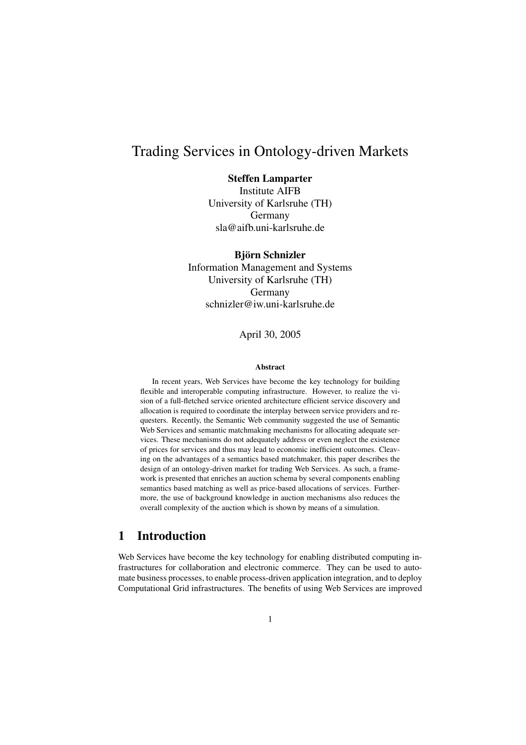# Trading Services in Ontology-driven Markets

**Steffen Lamparter**
Institute AIFB
University of Karlsruhe (TH)
Germany
sla@aifb.uni-karlsruhe.de

**Björn Schnizler**
Information Management and Systems
University of Karlsruhe (TH)
Germany
schnizler@iw.uni-karlsruhe.de

April 30, 2005

#### Abstract

In recent years, Web Services have become the key technology for building flexible and interoperable computing infrastructure. However, to realize the vision of a full-fletched service oriented architecture efficient service discovery and allocation is required to coordinate the interplay between service providers and requesters. Recently, the Semantic Web community suggested the use of Semantic Web Services and semantic matchmaking mechanisms for allocating adequate services. These mechanisms do not adequately address or even neglect the existence of prices for services and thus may lead to economic inefficient outcomes. Cleaving on the advantages of a semantics based matchmaker, this paper describes the design of an ontology-driven market for trading Web Services. As such, a framework is presented that enriches an auction schema by several components enabling semantics based matching as well as price-based allocations of services. Furthermore, the use of background knowledge in auction mechanisms also reduces the overall complexity of the auction which is shown by means of a simulation.

## 1 Introduction

Web Services have become the key technology for enabling distributed computing infrastructures for collaboration and electronic commerce. They can be used to automate business processes, to enable process-driven application integration, and to deploy Computational Grid infrastructures. The benefits of using Web Services are improved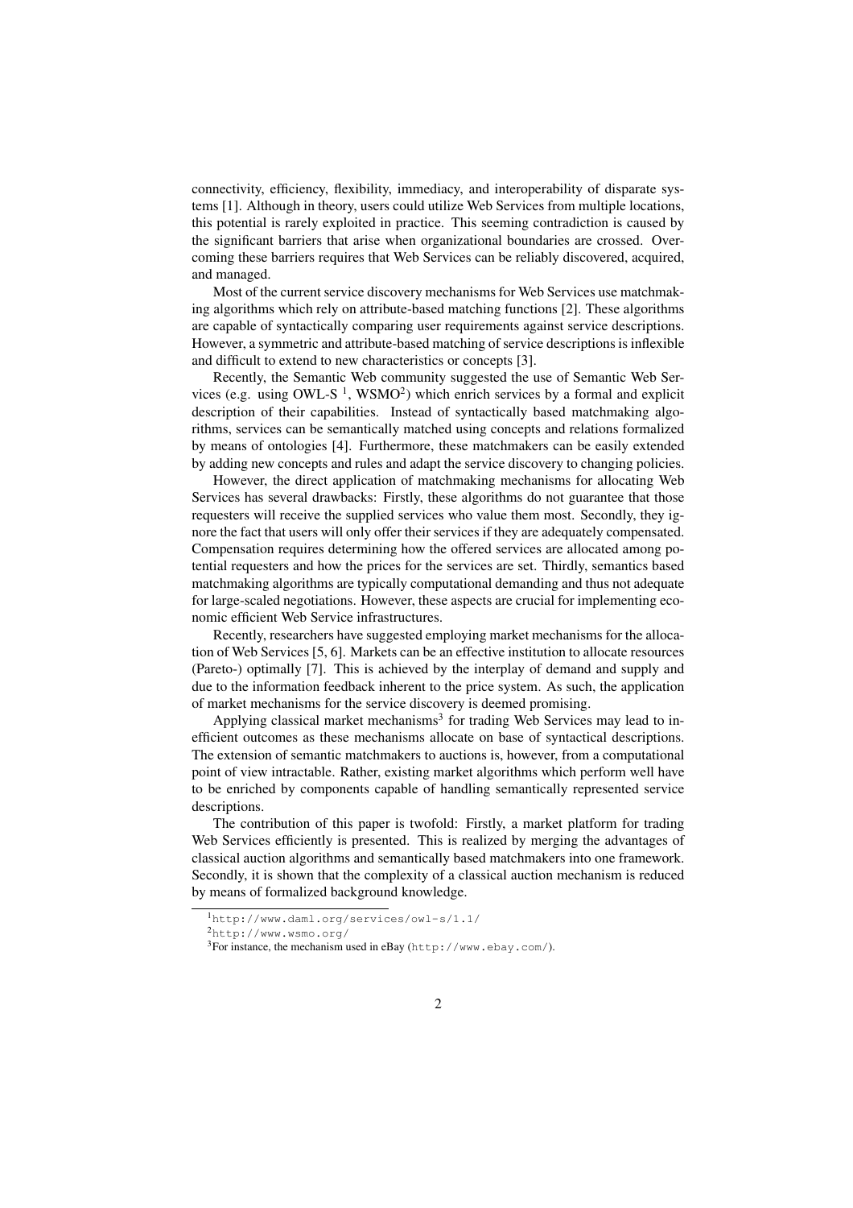connectivity, efficiency, flexibility, immediacy, and interoperability of disparate systems [1]. Although in theory, users could utilize Web Services from multiple locations, this potential is rarely exploited in practice. This seeming contradiction is caused by the significant barriers that arise when organizational boundaries are crossed. Overcoming these barriers requires that Web Services can be reliably discovered, acquired, and managed.

Most of the current service discovery mechanisms for Web Services use matchmaking algorithms which rely on attribute-based matching functions [2]. These algorithms are capable of syntactically comparing user requirements against service descriptions. However, a symmetric and attribute-based matching of service descriptions is inflexible and difficult to extend to new characteristics or concepts [3].

Recently, the Semantic Web community suggested the use of Semantic Web Services (e.g. using OWL-S [1], WSMO[2]) which enrich services by a formal and explicit description of their capabilities. Instead of syntactically based matchmaking algorithms, services can be semantically matched using concepts and relations formalized by means of ontologies [4]. Furthermore, these matchmakers can be easily extended by adding new concepts and rules and adapt the service discovery to changing policies.

However, the direct application of matchmaking mechanisms for allocating Web Services has several drawbacks: Firstly, these algorithms do not guarantee that those requesters will receive the supplied services who value them most. Secondly, they ignore the fact that users will only offer their services if they are adequately compensated. Compensation requires determining how the offered services are allocated among potential requesters and how the prices for the services are set. Thirdly, semantics based matchmaking algorithms are typically computational demanding and thus not adequate for large-scaled negotiations. However, these aspects are crucial for implementing economic efficient Web Service infrastructures.

Recently, researchers have suggested employing market mechanisms for the allocation of Web Services [5, 6]. Markets can be an effective institution to allocate resources (Pareto-) optimally [7]. This is achieved by the interplay of demand and supply and due to the information feedback inherent to the price system. As such, the application of market mechanisms for the service discovery is deemed promising.

Applying classical market mechanisms[3] for trading Web Services may lead to inefficient outcomes as these mechanisms allocate on base of syntactical descriptions. The extension of semantic matchmakers to auctions is, however, from a computational point of view intractable. Rather, existing market algorithms which perform well have to be enriched by components capable of handling semantically represented service descriptions.

The contribution of this paper is twofold: Firstly, a market platform for trading Web Services efficiently is presented. This is realized by merging the advantages of classical auction algorithms and semantically based matchmakers into one framework. Secondly, it is shown that the complexity of a classical auction mechanism is reduced by means of formalized background knowledge.

---

[1] http://www.daml.org/services/owl-s/1.1/

[2] http://www.wsmo.org/

[3] For instance, the mechanism used in eBay (http://www.ebay.com/).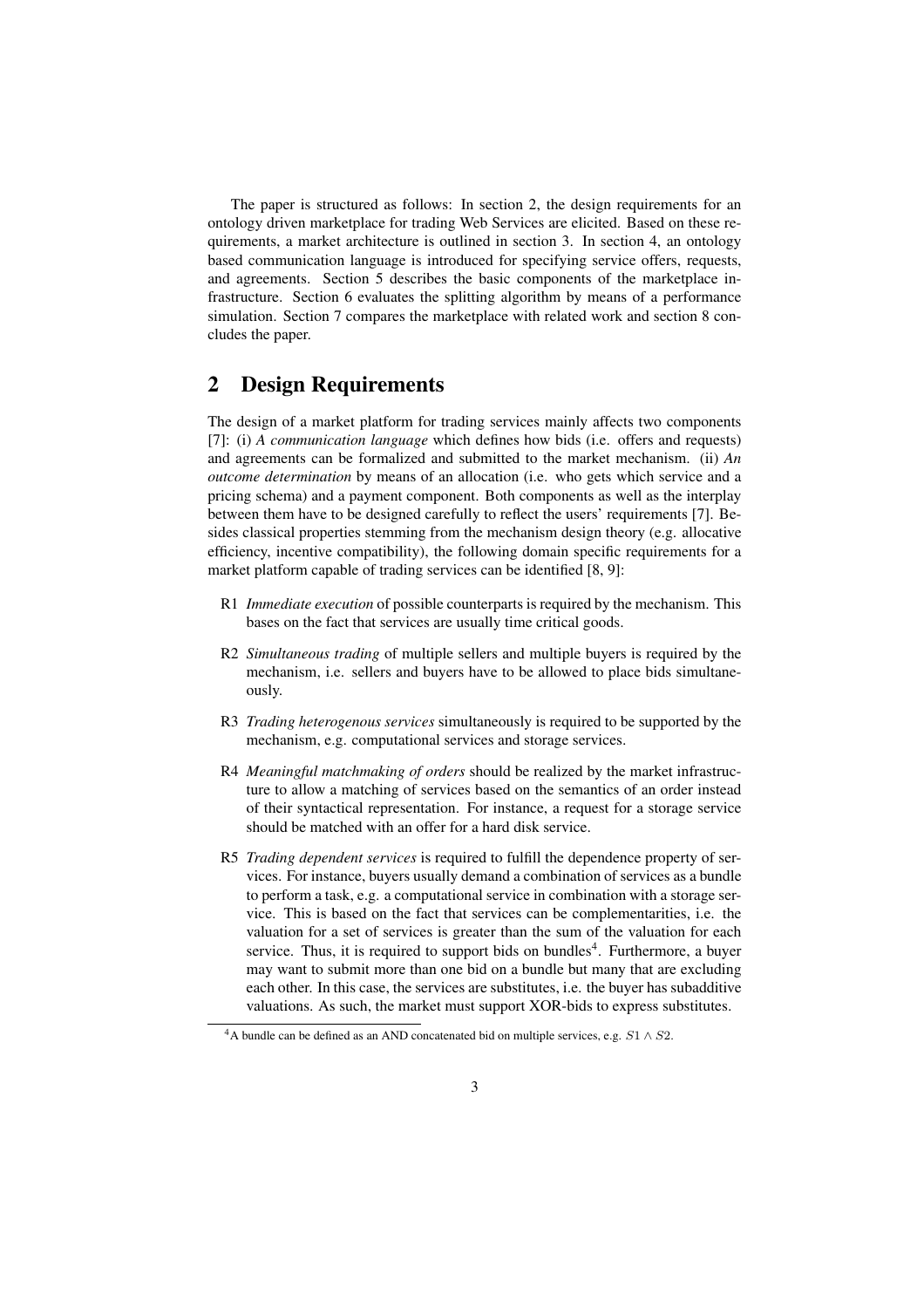The paper is structured as follows: In section 2, the design requirements for an ontology driven marketplace for trading Web Services are elicited. Based on these requirements, a market architecture is outlined in section 3. In section 4, an ontology based communication language is introduced for specifying service offers, requests, and agreements. Section 5 describes the basic components of the marketplace infrastructure. Section 6 evaluates the splitting algorithm by means of a performance simulation. Section 7 compares the marketplace with related work and section 8 concludes the paper.

## 2 Design Requirements

The design of a market platform for trading services mainly affects two components [7]: (i) *A communication language* which defines how bids (i.e. offers and requests) and agreements can be formalized and submitted to the market mechanism. (ii) *An outcome determination* by means of an allocation (i.e. who gets which service and a pricing schema) and a payment component. Both components as well as the interplay between them have to be designed carefully to reflect the users' requirements [7]. Besides classical properties stemming from the mechanism design theory (e.g. allocative efficiency, incentive compatibility), the following domain specific requirements for a market platform capable of trading services can be identified [8, 9]:

- R1 *Immediate execution* of possible counterparts is required by the mechanism. This bases on the fact that services are usually time critical goods.
- R2 *Simultaneous trading* of multiple sellers and multiple buyers is required by the mechanism, i.e. sellers and buyers have to be allowed to place bids simultaneously.
- R3 *Trading heterogenous services* simultaneously is required to be supported by the mechanism, e.g. computational services and storage services.
- R4 *Meaningful matchmaking of orders* should be realized by the market infrastructure to allow a matching of services based on the semantics of an order instead of their syntactical representation. For instance, a request for a storage service should be matched with an offer for a hard disk service.
- R5 *Trading dependent services* is required to fulfill the dependence property of services. For instance, buyers usually demand a combination of services as a bundle to perform a task, e.g. a computational service in combination with a storage service. This is based on the fact that services can be complementarities, i.e. the valuation for a set of services is greater than the sum of the valuation for each service. Thus, it is required to support bids on bundles[4]. Furthermore, a buyer may want to submit more than one bid on a bundle but many that are excluding each other. In this case, the services are substitutes, i.e. the buyer has subadditive valuations. As such, the market must support XOR-bids to express substitutes.

[4] A bundle can be defined as an AND concatenated bid on multiple services, e.g. $S1 \wedge S2$.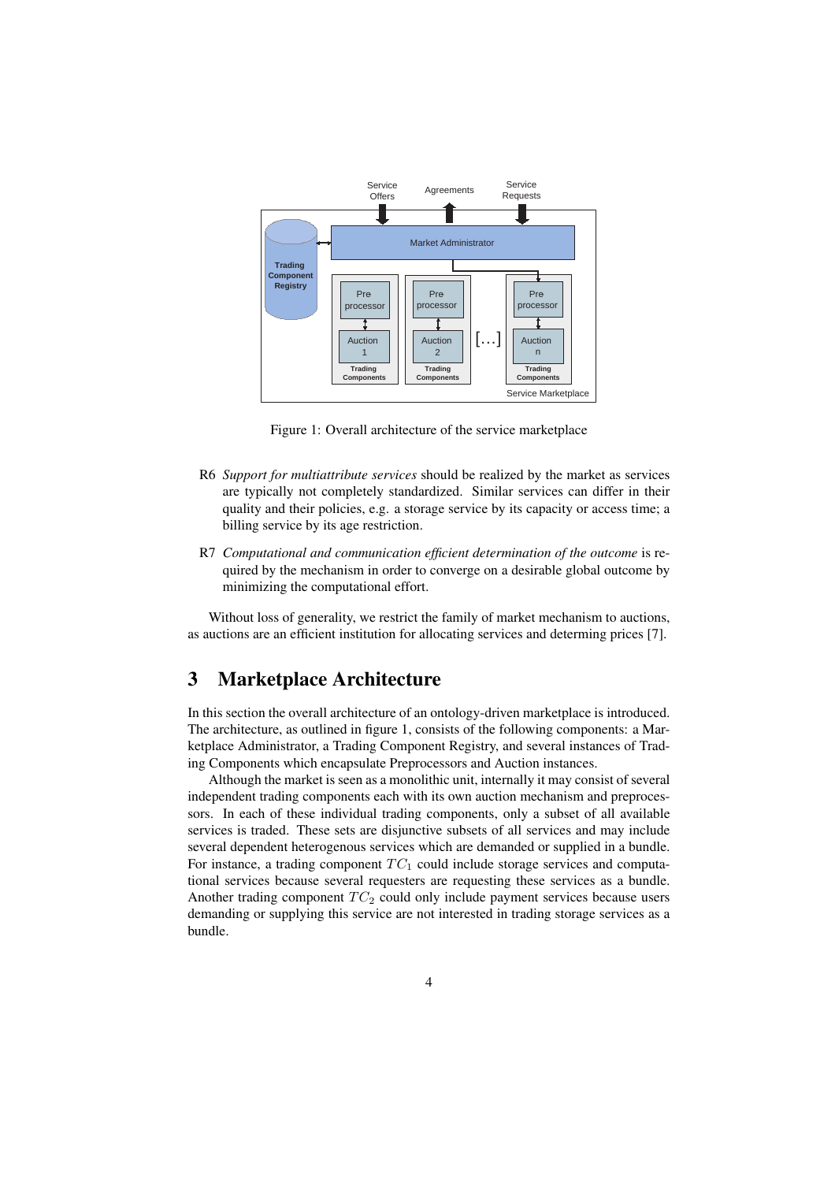Figure 1: Overall architecture of the service marketplace

R6 *Support for multiattribute services* should be realized by the market as services are typically not completely standardized. Similar services can differ in their quality and their policies, e.g. a storage service by its capacity or access time; a billing service by its age restriction.

R7 *Computational and communication efficient determination of the outcome* is required by the mechanism in order to converge on a desirable global outcome by minimizing the computational effort.

Without loss of generality, we restrict the family of market mechanism to auctions, as auctions are an efficient institution for allocating services and determing prices [7].

# 3 Marketplace Architecture

In this section the overall architecture of an ontology-driven marketplace is introduced. The architecture, as outlined in figure 1, consists of the following components: a Marketplace Administrator, a Trading Component Registry, and several instances of Trading Components which encapsulate Preprocessors and Auction instances.

Although the market is seen as a monolithic unit, internally it may consist of several independent trading components each with its own auction mechanism and preprocessors. In each of these individual trading components, only a subset of all available services is traded. These sets are disjunctive subsets of all services and may include several dependent heterogenous services which are demanded or supplied in a bundle. For instance, a trading component $TC_1$ could include storage services and computational services because several requesters are requesting these services as a bundle. Another trading component $TC_2$ could only include payment services because users demanding or supplying this service are not interested in trading storage services as a bundle.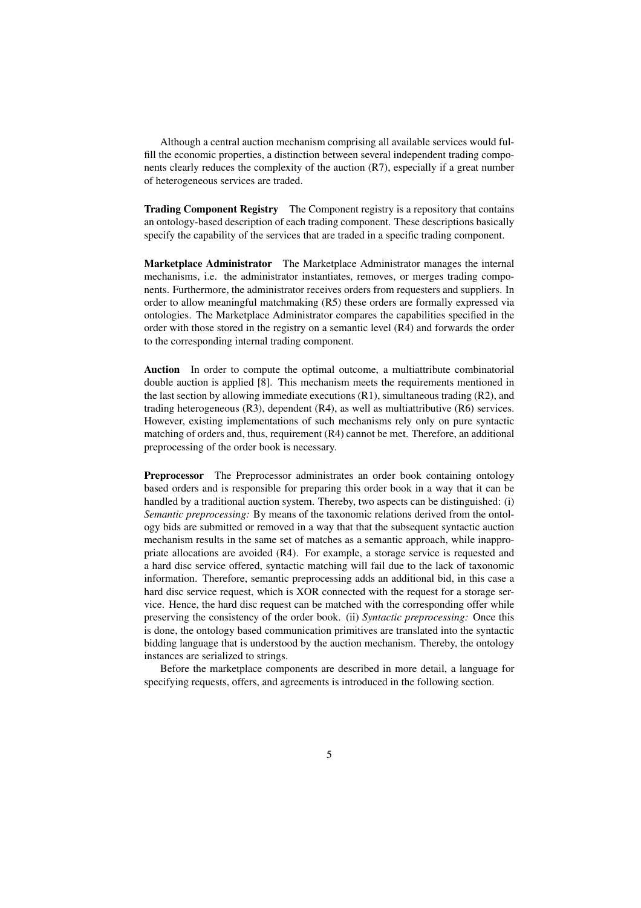Although a central auction mechanism comprising all available services would fulfill the economic properties, a distinction between several independent trading components clearly reduces the complexity of the auction (R7), especially if a great number of heterogeneous services are traded.

**Trading Component Registry** The Component registry is a repository that contains an ontology-based description of each trading component. These descriptions basically specify the capability of the services that are traded in a specific trading component.

**Marketplace Administrator** The Marketplace Administrator manages the internal mechanisms, i.e. the administrator instantiates, removes, or merges trading components. Furthermore, the administrator receives orders from requesters and suppliers. In order to allow meaningful matchmaking (R5) these orders are formally expressed via ontologies. The Marketplace Administrator compares the capabilities specified in the order with those stored in the registry on a semantic level (R4) and forwards the order to the corresponding internal trading component.

**Auction** In order to compute the optimal outcome, a multiattribute combinatorial double auction is applied [8]. This mechanism meets the requirements mentioned in the last section by allowing immediate executions (R1), simultaneous trading (R2), and trading heterogeneous (R3), dependent (R4), as well as multiattributive (R6) services. However, existing implementations of such mechanisms rely only on pure syntactic matching of orders and, thus, requirement (R4) cannot be met. Therefore, an additional preprocessing of the order book is necessary.

**Preprocessor** The Preprocessor administrates an order book containing ontology based orders and is responsible for preparing this order book in a way that it can be handled by a traditional auction system. Thereby, two aspects can be distinguished: (i) *Semantic preprocessing:* By means of the taxonomic relations derived from the ontology bids are submitted or removed in a way that that the subsequent syntactic auction mechanism results in the same set of matches as a semantic approach, while inappropriate allocations are avoided (R4). For example, a storage service is requested and a hard disc service offered, syntactic matching will fail due to the lack of taxonomic information. Therefore, semantic preprocessing adds an additional bid, in this case a hard disc service request, which is XOR connected with the request for a storage service. Hence, the hard disc request can be matched with the corresponding offer while preserving the consistency of the order book. (ii) *Syntactic preprocessing:* Once this is done, the ontology based communication primitives are translated into the syntactic bidding language that is understood by the auction mechanism. Thereby, the ontology instances are serialized to strings.

Before the marketplace components are described in more detail, a language for specifying requests, offers, and agreements is introduced in the following section.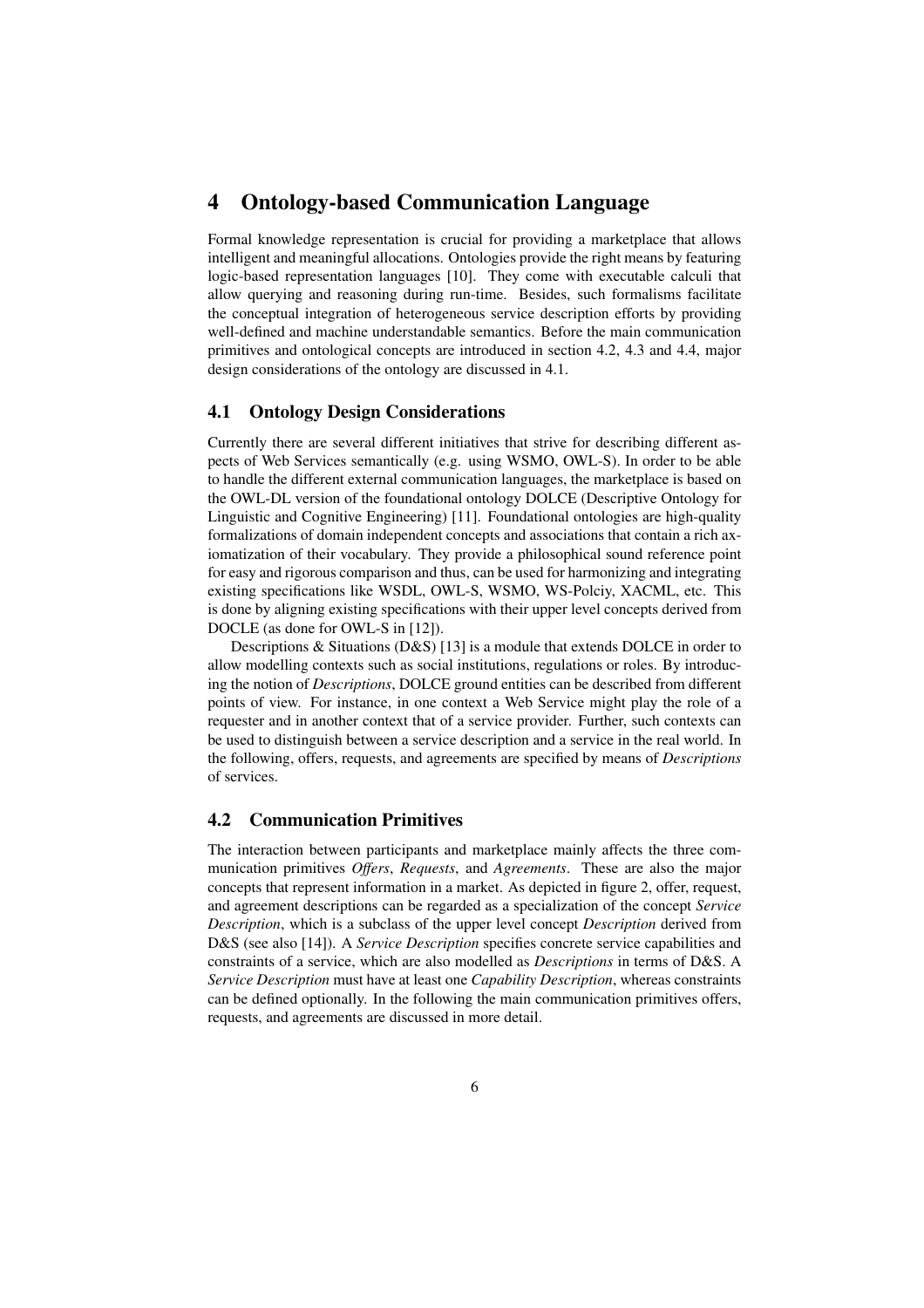## 4 Ontology-based Communication Language

Formal knowledge representation is crucial for providing a marketplace that allows intelligent and meaningful allocations. Ontologies provide the right means by featuring logic-based representation languages [10]. They come with executable calculi that allow querying and reasoning during run-time. Besides, such formalisms facilitate the conceptual integration of heterogeneous service description efforts by providing well-defined and machine understandable semantics. Before the main communication primitives and ontological concepts are introduced in section 4.2, 4.3 and 4.4, major design considerations of the ontology are discussed in 4.1.

### 4.1 Ontology Design Considerations

Currently there are several different initiatives that strive for describing different aspects of Web Services semantically (e.g. using WSMO, OWL-S). In order to be able to handle the different external communication languages, the marketplace is based on the OWL-DL version of the foundational ontology DOLCE (Descriptive Ontology for Linguistic and Cognitive Engineering) [11]. Foundational ontologies are high-quality formalizations of domain independent concepts and associations that contain a rich axiomatization of their vocabulary. They provide a philosophical sound reference point for easy and rigorous comparison and thus, can be used for harmonizing and integrating existing specifications like WSDL, OWL-S, WSMO, WS-Polciy, XACML, etc. This is done by aligning existing specifications with their upper level concepts derived from DOCLE (as done for OWL-S in [12]).

Descriptions & Situations (D&S) [13] is a module that extends DOLCE in order to allow modelling contexts such as social institutions, regulations or roles. By introducing the notion of *Descriptions*, DOLCE ground entities can be described from different points of view. For instance, in one context a Web Service might play the role of a requester and in another context that of a service provider. Further, such contexts can be used to distinguish between a service description and a service in the real world. In the following, offers, requests, and agreements are specified by means of *Descriptions* of services.

### 4.2 Communication Primitives

The interaction between participants and marketplace mainly affects the three communication primitives *Offers*, *Requests*, and *Agreements*. These are also the major concepts that represent information in a market. As depicted in figure 2, offer, request, and agreement descriptions can be regarded as a specialization of the concept *Service Description*, which is a subclass of the upper level concept *Description* derived from D&S (see also [14]). A *Service Description* specifies concrete service capabilities and constraints of a service, which are also modelled as *Descriptions* in terms of D&S. A *Service Description* must have at least one *Capability Description*, whereas constraints can be defined optionally. In the following the main communication primitives offers, requests, and agreements are discussed in more detail.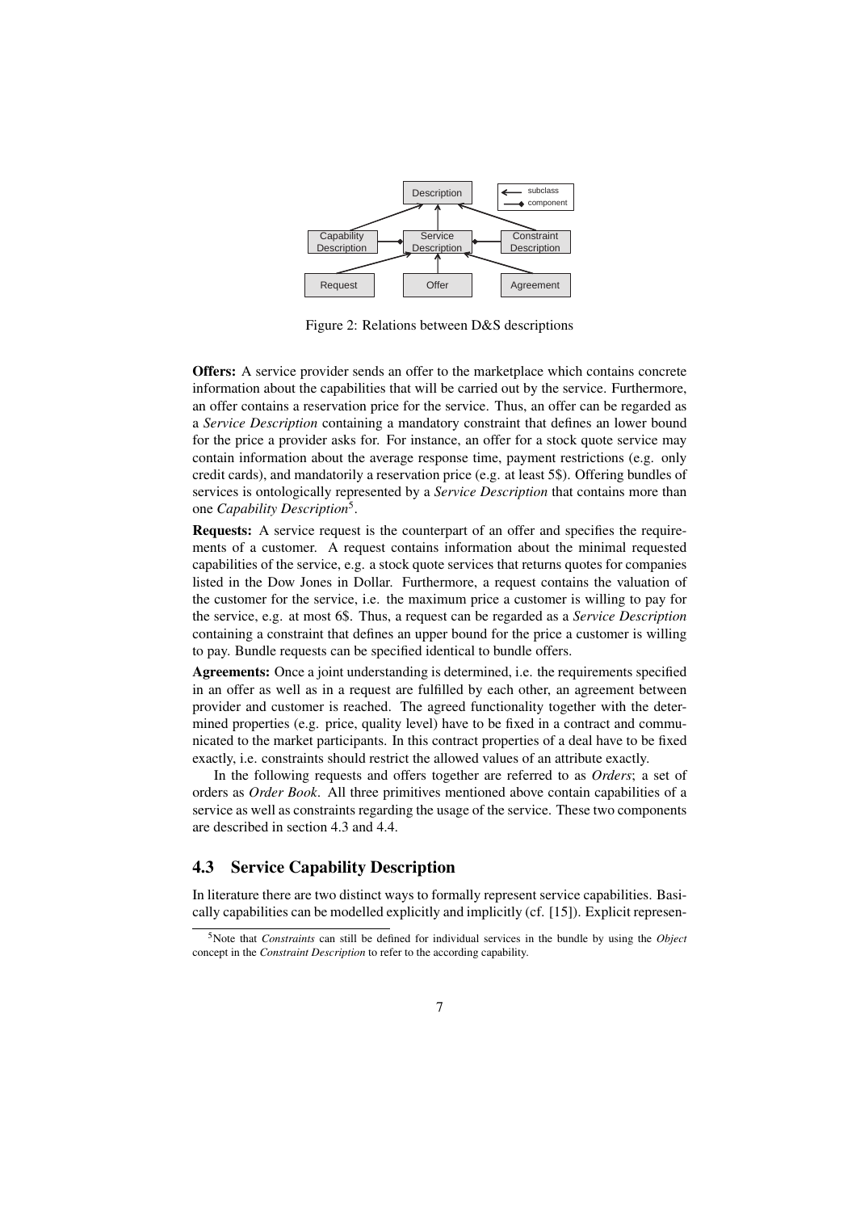Figure 2: Relations between D&S descriptions

**Offers:** A service provider sends an offer to the marketplace which contains concrete information about the capabilities that will be carried out by the service. Furthermore, an offer contains a reservation price for the service. Thus, an offer can be regarded as a *Service Description* containing a mandatory constraint that defines an lower bound for the price a provider asks for. For instance, an offer for a stock quote service may contain information about the average response time, payment restrictions (e.g. only credit cards), and mandatorily a reservation price (e.g. at least 5$). Offering bundles of services is ontologically represented by a *Service Description* that contains more than one *Capability Description*[5].

**Requests:** A service request is the counterpart of an offer and specifies the requirements of a customer. A request contains information about the minimal requested capabilities of the service, e.g. a stock quote services that returns quotes for companies listed in the Dow Jones in Dollar. Furthermore, a request contains the valuation of the customer for the service, i.e. the maximum price a customer is willing to pay for the service, e.g. at most 6$. Thus, a request can be regarded as a *Service Description* containing a constraint that defines an upper bound for the price a customer is willing to pay. Bundle requests can be specified identical to bundle offers.

**Agreements:** Once a joint understanding is determined, i.e. the requirements specified in an offer as well as in a request are fulfilled by each other, an agreement between provider and customer is reached. The agreed functionality together with the determined properties (e.g. price, quality level) have to be fixed in a contract and communicated to the market participants. In this contract properties of a deal have to be fixed exactly, i.e. constraints should restrict the allowed values of an attribute exactly.

In the following requests and offers together are referred to as *Orders*; a set of orders as *Order Book*. All three primitives mentioned above contain capabilities of a service as well as constraints regarding the usage of the service. These two components are described in section 4.3 and 4.4.

## 4.3 Service Capability Description

In literature there are two distinct ways to formally represent service capabilities. Basically capabilities can be modelled explicitly and implicitly (cf. [15]). Explicit represen-

[5] Note that *Constraints* can still be defined for individual services in the bundle by using the *Object* concept in the *Constraint Description* to refer to the according capability.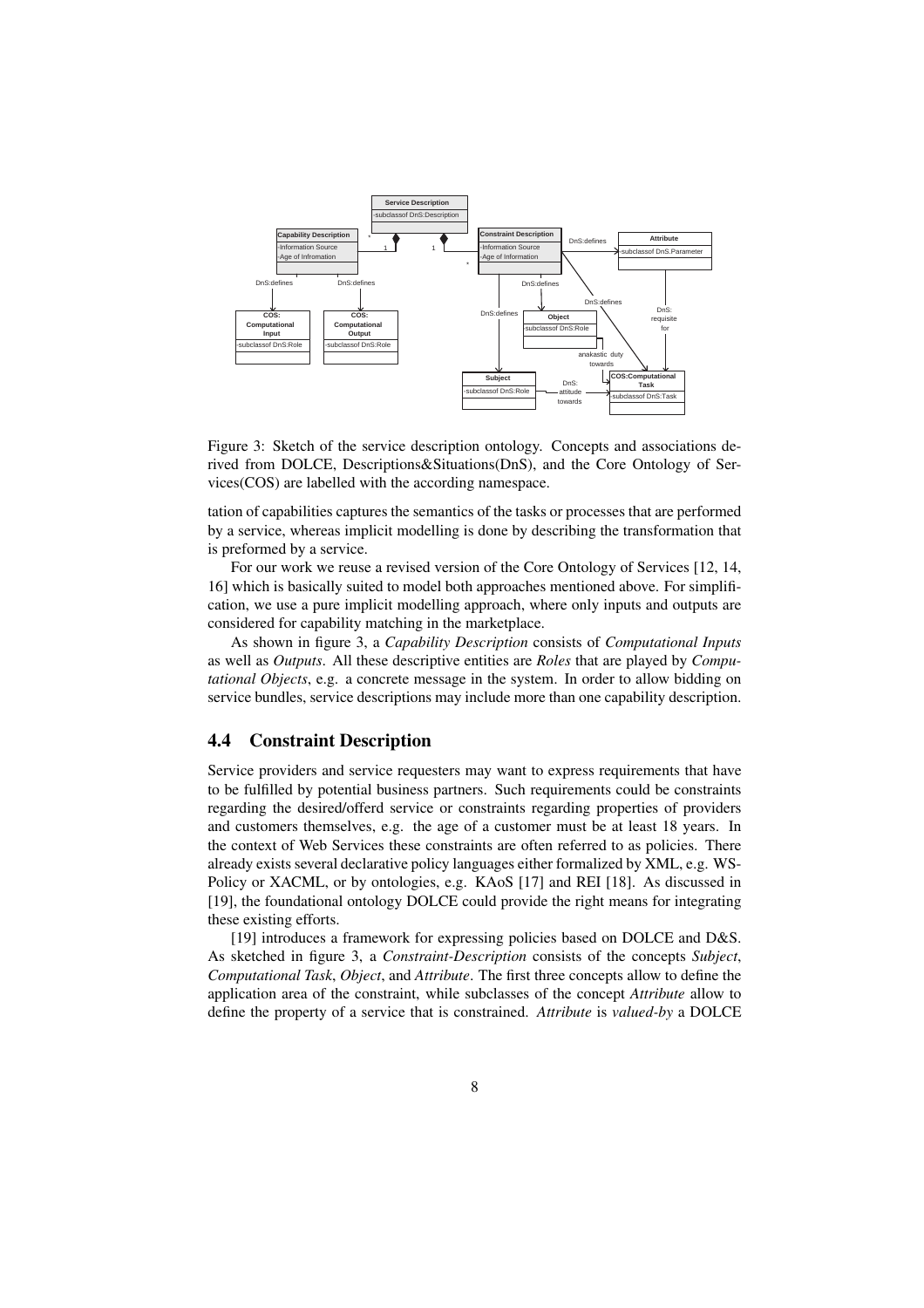Figure 3: Sketch of the service description ontology. Concepts and associations derived from DOLCE, Descriptions&Situations(DnS), and the Core Ontology of Services(COS) are labelled with the according namespace.

tation of capabilities captures the semantics of the tasks or processes that are performed by a service, whereas implicit modelling is done by describing the transformation that is preformed by a service.

For our work we reuse a revised version of the Core Ontology of Services [12, 14, 16] which is basically suited to model both approaches mentioned above. For simplification, we use a pure implicit modelling approach, where only inputs and outputs are considered for capability matching in the marketplace.

As shown in figure 3, a *Capability Description* consists of *Computational Inputs* as well as *Outputs*. All these descriptive entities are *Roles* that are played by *Computational Objects*, e.g. a concrete message in the system. In order to allow bidding on service bundles, service descriptions may include more than one capability description.

## 4.4 Constraint Description

Service providers and service requesters may want to express requirements that have to be fulfilled by potential business partners. Such requirements could be constraints regarding the desired/offerd service or constraints regarding properties of providers and customers themselves, e.g. the age of a customer must be at least 18 years. In the context of Web Services these constraints are often referred to as policies. There already exists several declarative policy languages either formalized by XML, e.g. WS-Policy or XACML, or by ontologies, e.g. KAoS [17] and REI [18]. As discussed in [19], the foundational ontology DOLCE could provide the right means for integrating these existing efforts.

[19] introduces a framework for expressing policies based on DOLCE and D&S. As sketched in figure 3, a *Constraint-Description* consists of the concepts *Subject*, *Computational Task*, *Object*, and *Attribute*. The first three concepts allow to define the application area of the constraint, while subclasses of the concept *Attribute* allow to define the property of a service that is constrained. *Attribute* is *valued-by* a DOLCE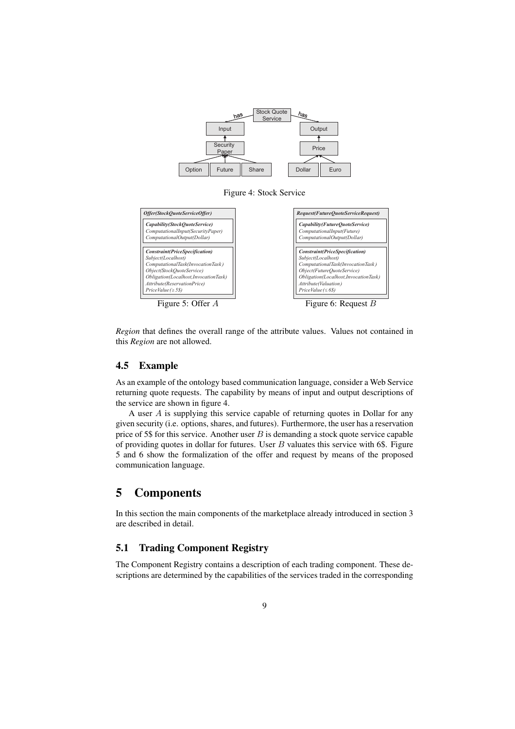Figure 4: Stock Service

| Offer(StockQuoteServiceOffer) |
| --- |
| **Capability(StockQuoteService)**<br>*ComputationalInput(SecurityPaper)*<br>*ComputationalOutput(Dollar)* |
| **Constraint(PriceSpecification)**<br>*Subject(Localhost)*<br>*ComputationalTask(InvocationTask)*<br>*Object(StockQuoteService)*<br>*Obligation(Localhost,InvocationTask)*<br>*Attribute(ReservationPrice)*<br>*PriceValue(≥ 5$)* |

Figure 5: Offer $A$

| Request(FutureQuoteServiceRequest) |
| --- |
| **Capability(FutureQuoteService)**<br>*ComputationalInput(Future)*<br>*ComputationalOutput(Dollar)* |
| **Constraint(PriceSpecification)**<br>*Subject(Localhost)*<br>*ComputationalTask(InvocationTask)*<br>*Object(FutureQuoteService)*<br>*Obligation(Localhost,InvocationTask)*<br>*Attribute(Valuation)*<br>*PriceValue(≤ 6$)* |

Figure 6: Request $B$

*Region* that defines the overall range of the attribute values. Values not contained in this *Region* are not allowed.

## 4.5 Example

As an example of the ontology based communication language, consider a Web Service returning quote requests. The capability by means of input and output descriptions of the service are shown in figure 4.

A user $A$ is supplying this service capable of returning quotes in Dollar for any given security (i.e. options, shares, and futures). Furthermore, the user has a reservation price of 5$ for this service. Another user $B$ is demanding a stock quote service capable of providing quotes in dollar for futures. User $B$ valuates this service with 6$. Figure 5 and 6 show the formalization of the offer and request by means of the proposed communication language.

# 5 Components

In this section the main components of the marketplace already introduced in section 3 are described in detail.

## 5.1 Trading Component Registry

The Component Registry contains a description of each trading component. These descriptions are determined by the capabilities of the services traded in the corresponding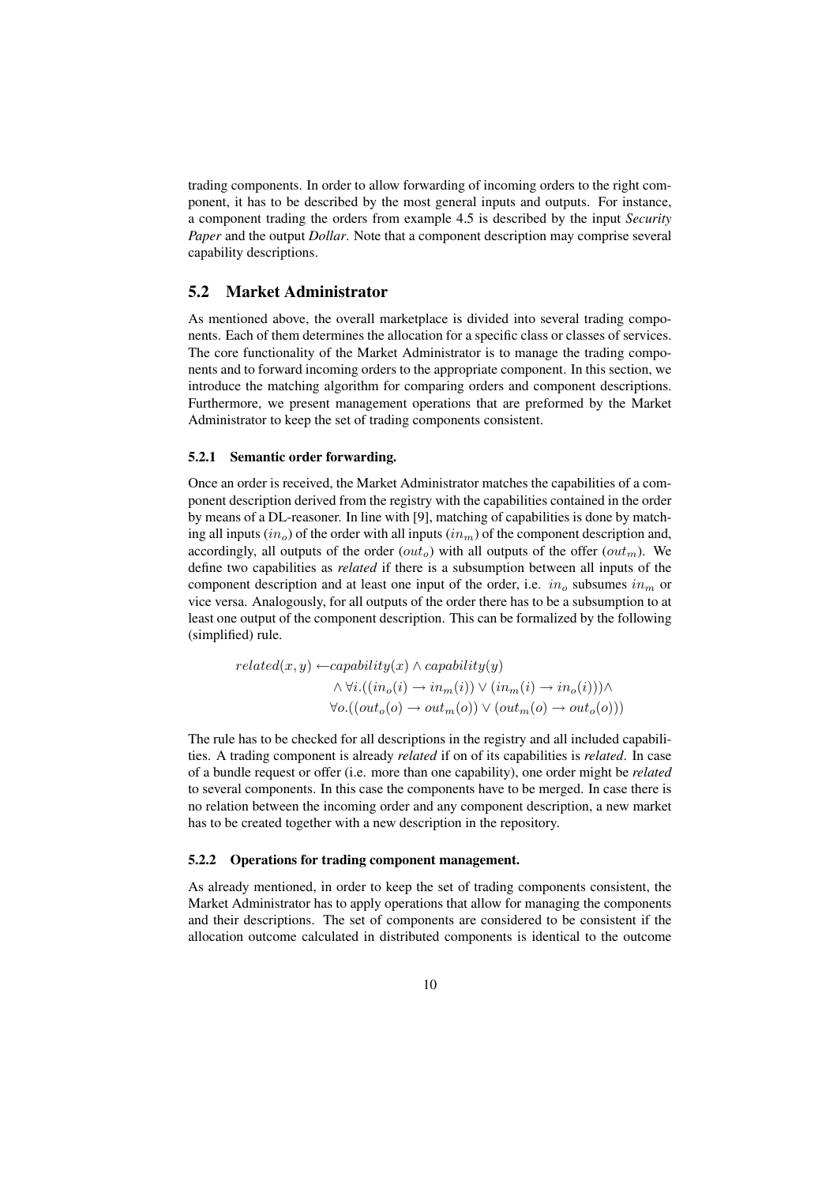trading components. In order to allow forwarding of incoming orders to the right component, it has to be described by the most general inputs and outputs. For instance, a component trading the orders from example 4.5 is described by the input *Security Paper* and the output *Dollar*. Note that a component description may comprise several capability descriptions.

## 5.2 Market Administrator

As mentioned above, the overall marketplace is divided into several trading components. Each of them determines the allocation for a specific class or classes of services. The core functionality of the Market Administrator is to manage the trading components and to forward incoming orders to the appropriate component. In this section, we introduce the matching algorithm for comparing orders and component descriptions. Furthermore, we present management operations that are preformed by the Market Administrator to keep the set of trading components consistent.

### 5.2.1 Semantic order forwarding.

Once an order is received, the Market Administrator matches the capabilities of a component description derived from the registry with the capabilities contained in the order by means of a DL-reasoner. In line with [9], matching of capabilities is done by matching all inputs ($in_o$) of the order with all inputs ($in_m$) of the component description and, accordingly, all outputs of the order ($out_o$) with all outputs of the offer ($out_m$). We define two capabilities as *related* if there is a subsumption between all inputs of the component description and at least one input of the order, i.e. $in_o$ subsumes $in_m$ or vice versa. Analogously, for all outputs of the order there has to be a subsumption to at least one output of the component description. This can be formalized by the following (simplified) rule.

$$
\begin{aligned}
related(x, y) \leftarrow & capability(x) \land capability(y) \\
& \land \forall i.((in_o(i) \rightarrow in_m(i)) \lor (in_m(i) \rightarrow in_o(i))) \land \\
& \forall o.((out_o(o) \rightarrow out_m(o)) \lor (out_m(o) \rightarrow out_o(o)))
\end{aligned}
$$

The rule has to be checked for all descriptions in the registry and all included capabilities. A trading component is already *related* if on of its capabilities is *related*. In case of a bundle request or offer (i.e. more than one capability), one order might be *related* to several components. In this case the components have to be merged. In case there is no relation between the incoming order and any component description, a new market has to be created together with a new description in the repository.

### 5.2.2 Operations for trading component management.

As already mentioned, in order to keep the set of trading components consistent, the Market Administrator has to apply operations that allow for managing the components and their descriptions. The set of components are considered to be consistent if the allocation outcome calculated in distributed components is identical to the outcome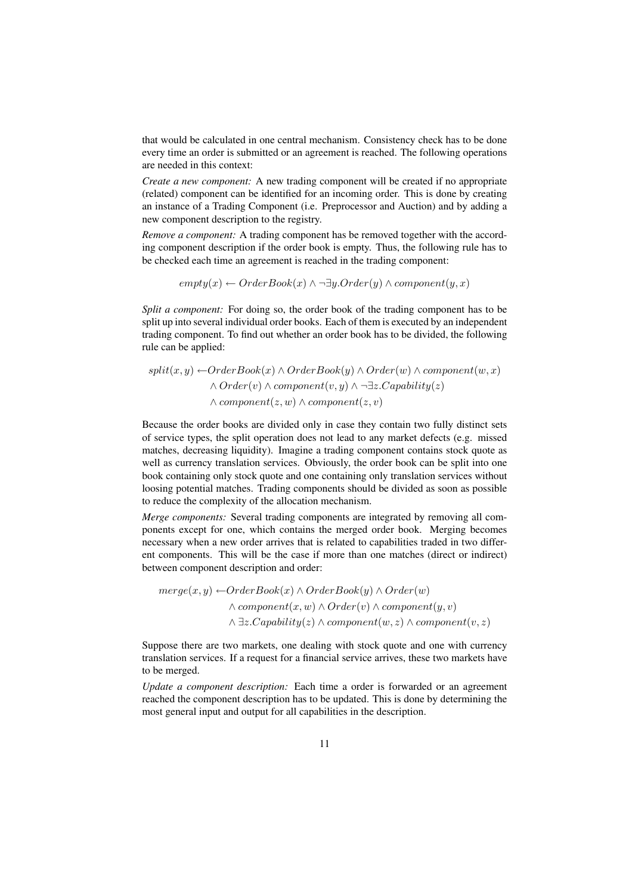that would be calculated in one central mechanism. Consistency check has to be done every time an order is submitted or an agreement is reached. The following operations are needed in this context:

*Create a new component:* A new trading component will be created if no appropriate (related) component can be identified for an incoming order. This is done by creating an instance of a Trading Component (i.e. Preprocessor and Auction) and by adding a new component description to the registry.

*Remove a component:* A trading component has be removed together with the according component description if the order book is empty. Thus, the following rule has to be checked each time an agreement is reached in the trading component:

$$empty(x) \leftarrow OrderBook(x) \wedge \neg \exists y.Order(y) \wedge component(y, x)$$

*Split a component:* For doing so, the order book of the trading component has to be split up into several individual order books. Each of them is executed by an independent trading component. To find out whether an order book has to be divided, the following rule can be applied:

$$\begin{aligned} split(x, y) \leftarrow & OrderBook(x) \wedge OrderBook(y) \wedge Order(w) \wedge component(w, x) \\ & \wedge Order(v) \wedge component(v, y) \wedge \neg \exists z.Capability(z) \\ & \wedge component(z, w) \wedge component(z, v) \end{aligned}$$

Because the order books are divided only in case they contain two fully distinct sets of service types, the split operation does not lead to any market defects (e.g. missed matches, decreasing liquidity). Imagine a trading component contains stock quote as well as currency translation services. Obviously, the order book can be split into one book containing only stock quote and one containing only translation services without loosing potential matches. Trading components should be divided as soon as possible to reduce the complexity of the allocation mechanism.

*Merge components:* Several trading components are integrated by removing all components except for one, which contains the merged order book. Merging becomes necessary when a new order arrives that is related to capabilities traded in two different components. This will be the case if more than one matches (direct or indirect) between component description and order:

$$\begin{aligned} merge(x, y) \leftarrow & OrderBook(x) \wedge OrderBook(y) \wedge Order(w) \\ & \wedge component(x, w) \wedge Order(v) \wedge component(y, v) \\ & \wedge \exists z.Capability(z) \wedge component(w, z) \wedge component(v, z) \end{aligned}$$

Suppose there are two markets, one dealing with stock quote and one with currency translation services. If a request for a financial service arrives, these two markets have to be merged.

*Update a component description:* Each time a order is forwarded or an agreement reached the component description has to be updated. This is done by determining the most general input and output for all capabilities in the description.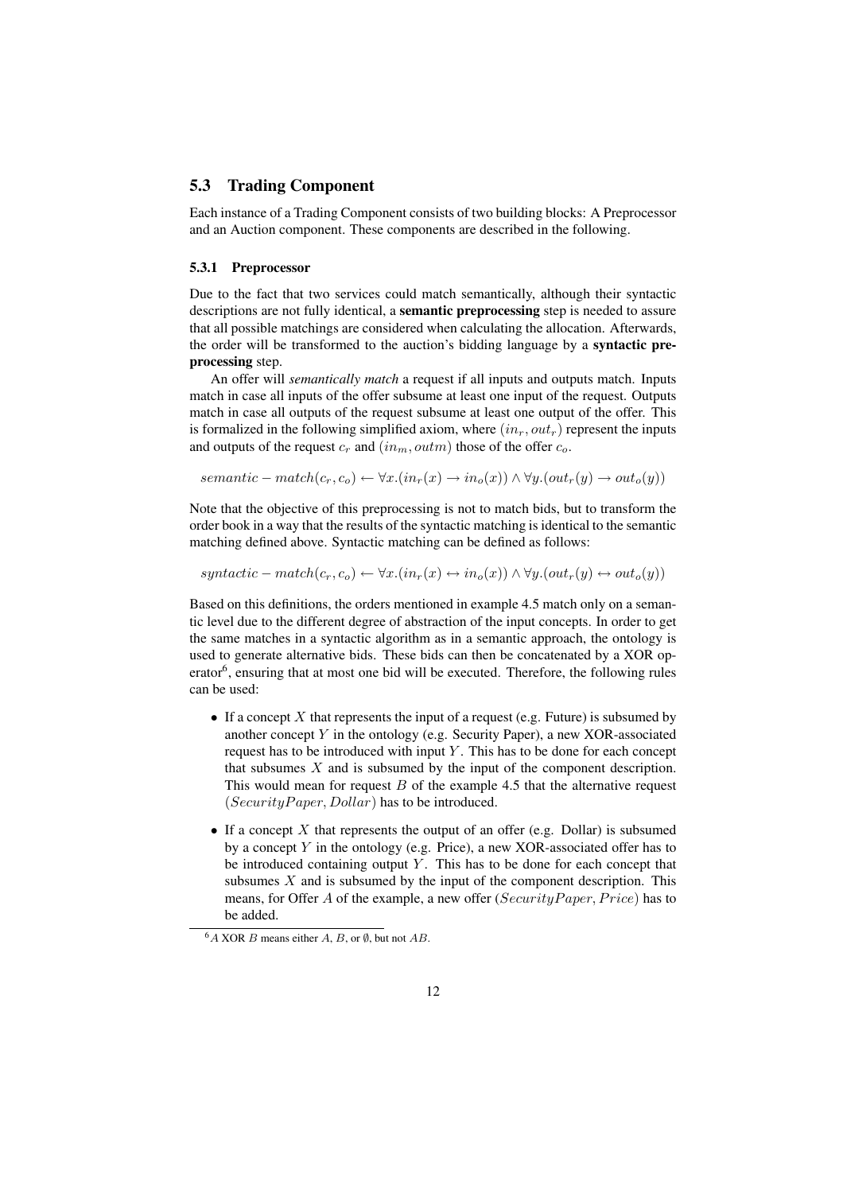## 5.3 Trading Component

Each instance of a Trading Component consists of two building blocks: A Preprocessor and an Auction component. These components are described in the following.

### 5.3.1 Preprocessor

Due to the fact that two services could match semantically, although their syntactic descriptions are not fully identical, a **semantic preprocessing** step is needed to assure that all possible matchings are considered when calculating the allocation. Afterwards, the order will be transformed to the auction's bidding language by a **syntactic preprocessing** step.

An offer will *semantically match* a request if all inputs and outputs match. Inputs match in case all inputs of the offer subsume at least one input of the request. Outputs match in case all outputs of the request subsume at least one output of the offer. This is formalized in the following simplified axiom, where $(in_r, out_r)$ represent the inputs and outputs of the request $c_r$ and $(in_m, outm)$ those of the offer $c_o$.

$$semantic-match(c_r, c_o) \leftarrow \forall x.(in_r(x) \rightarrow in_o(x)) \wedge \forall y.(out_r(y) \rightarrow out_o(y))$$

Note that the objective of this preprocessing is not to match bids, but to transform the order book in a way that the results of the syntactic matching is identical to the semantic matching defined above. Syntactic matching can be defined as follows:

$$syntactic-match(c_r, c_o) \leftarrow \forall x.(in_r(x) \leftrightarrow in_o(x)) \wedge \forall y.(out_r(y) \leftrightarrow out_o(y))$$

Based on this definitions, the orders mentioned in example 4.5 match only on a semantic level due to the different degree of abstraction of the input concepts. In order to get the same matches in a syntactic algorithm as in a semantic approach, the ontology is used to generate alternative bids. These bids can then be concatenated by a XOR operator[6], ensuring that at most one bid will be executed. Therefore, the following rules can be used:

- If a concept $X$ that represents the input of a request (e.g. Future) is subsumed by another concept $Y$ in the ontology (e.g. Security Paper), a new XOR-associated request has to be introduced with input $Y$. This has to be done for each concept that subsumes $X$ and is subsumed by the input of the component description. This would mean for request $B$ of the example 4.5 that the alternative request $(SecurityPaper, Dollar)$ has to be introduced.
- If a concept $X$ that represents the output of an offer (e.g. Dollar) is subsumed by a concept $Y$ in the ontology (e.g. Price), a new XOR-associated offer has to be introduced containing output $Y$. This has to be done for each concept that subsumes $X$ and is subsumed by the input of the component description. This means, for Offer $A$ of the example, a new offer $(SecurityPaper, Price)$ has to be added.

[6] $A$ XOR $B$ means either $A$, $B$, or $\emptyset$, but not $AB$.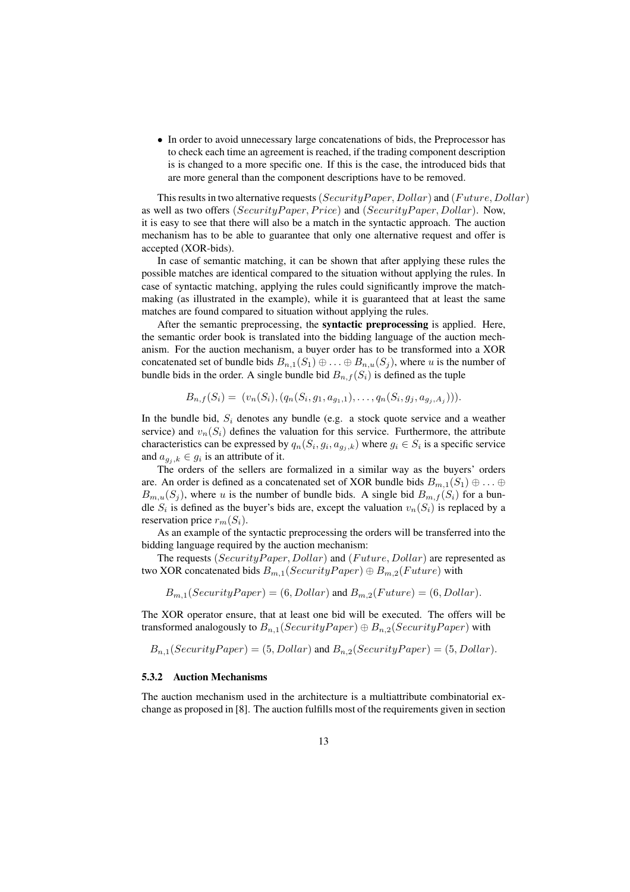- In order to avoid unnecessary large concatenations of bids, the Preprocessor has to check each time an agreement is reached, if the trading component description is is changed to a more specific one. If this is the case, the introduced bids that are more general than the component descriptions have to be removed.

This results in two alternative requests $(SecurityPaper, Dollar)$ and $(Future, Dollar)$ as well as two offers $(SecurityPaper, Price)$ and $(SecurityPaper, Dollar)$. Now, it is easy to see that there will also be a match in the syntactic approach. The auction mechanism has to be able to guarantee that only one alternative request and offer is accepted (XOR-bids).

In case of semantic matching, it can be shown that after applying these rules the possible matches are identical compared to the situation without applying the rules. In case of syntactic matching, applying the rules could significantly improve the matchmaking (as illustrated in the example), while it is guaranteed that at least the same matches are found compared to situation without applying the rules.

After the semantic preprocessing, the **syntactic preprocessing** is applied. Here, the semantic order book is translated into the bidding language of the auction mechanism. For the auction mechanism, a buyer order has to be transformed into a XOR concatenated set of bundle bids $B_{n,1}(S_1) \oplus \ldots \oplus B_{n,u}(S_j)$, where $u$ is the number of bundle bids in the order. A single bundle bid $B_{n,f}(S_i)$ is defined as the tuple

$$B_{n,f}(S_i) = \ (v_n(S_i), (q_n(S_i, g_1, a_{g_1,1}), \ldots, q_n(S_i, g_j, a_{g_j,A_j}))).$$

In the bundle bid, $S_i$ denotes any bundle (e.g. a stock quote service and a weather service) and $v_n(S_i)$ defines the valuation for this service. Furthermore, the attribute characteristics can be expressed by $q_n(S_i, g_i, a_{g_j,k})$ where $g_i \in S_i$ is a specific service and $a_{g_j,k} \in g_i$ is an attribute of it.

The orders of the sellers are formalized in a similar way as the buyers' orders are. An order is defined as a concatenated set of XOR bundle bids $B_{m,1}(S_1) \oplus \ldots \oplus B_{m,u}(S_j)$, where $u$ is the number of bundle bids. A single bid $B_{m,f}(S_i)$ for a bundle $S_i$ is defined as the buyer's bids are, except the valuation $v_n(S_i)$ is replaced by a reservation price $r_m(S_i)$.

As an example of the syntactic preprocessing the orders will be transferred into the bidding language required by the auction mechanism:

The requests $(SecurityPaper, Dollar)$ and $(Future, Dollar)$ are represented as two XOR concatenated bids $B_{m,1}(SecurityPaper) \oplus B_{m,2}(Future)$ with

$$B_{m,1}(SecurityPaper) = (6, Dollar) \text{ and } B_{m,2}(Future) = (6, Dollar).$$

The XOR operator ensure, that at least one bid will be executed. The offers will be transformed analogously to $B_{n,1}(SecurityPaper) \oplus B_{n,2}(SecurityPaper)$ with

$$B_{n,1}(SecurityPaper) = (5, Dollar) \text{ and } B_{n,2}(SecurityPaper) = (5, Dollar).$$

#### 5.3.2 Auction Mechanisms

The auction mechanism used in the architecture is a multiattribute combinatorial exchange as proposed in [8]. The auction fulfills most of the requirements given in section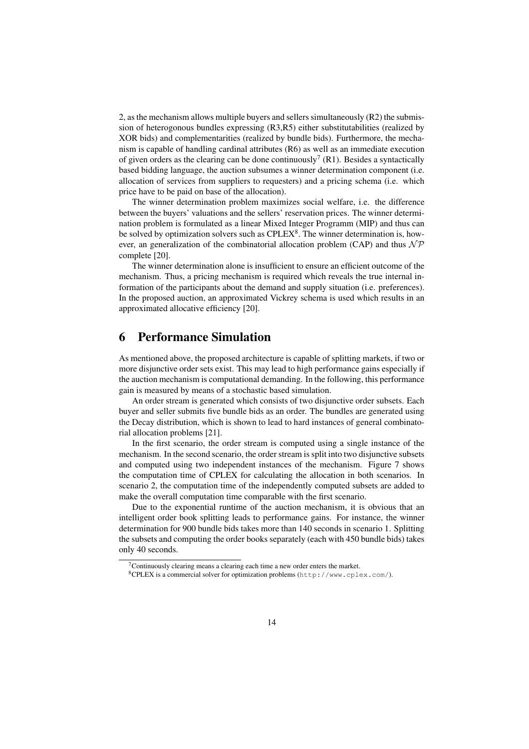2, as the mechanism allows multiple buyers and sellers simultaneously (R2) the submission of heterogonous bundles expressing (R3,R5) either substitutabilities (realized by XOR bids) and complementarities (realized by bundle bids). Furthermore, the mechanism is capable of handling cardinal attributes (R6) as well as an immediate execution of given orders as the clearing can be done continuously[7] (R1). Besides a syntactically based bidding language, the auction subsumes a winner determination component (i.e. allocation of services from suppliers to requesters) and a pricing schema (i.e. which price have to be paid on base of the allocation).

The winner determination problem maximizes social welfare, i.e. the difference between the buyers' valuations and the sellers' reservation prices. The winner determination problem is formulated as a linear Mixed Integer Programm (MIP) and thus can be solved by optimization solvers such as CPLEX[8]. The winner determination is, however, an generalization of the combinatorial allocation problem (CAP) and thus $\mathcal{NP}$ complete [20].

The winner determination alone is insufficient to ensure an efficient outcome of the mechanism. Thus, a pricing mechanism is required which reveals the true internal information of the participants about the demand and supply situation (i.e. preferences). In the proposed auction, an approximated Vickrey schema is used which results in an approximated allocative efficiency [20].

# 6 Performance Simulation

As mentioned above, the proposed architecture is capable of splitting markets, if two or more disjunctive order sets exist. This may lead to high performance gains especially if the auction mechanism is computational demanding. In the following, this performance gain is measured by means of a stochastic based simulation.

An order stream is generated which consists of two disjunctive order subsets. Each buyer and seller submits five bundle bids as an order. The bundles are generated using the Decay distribution, which is shown to lead to hard instances of general combinatorial allocation problems [21].

In the first scenario, the order stream is computed using a single instance of the mechanism. In the second scenario, the order stream is split into two disjunctive subsets and computed using two independent instances of the mechanism. Figure 7 shows the computation time of CPLEX for calculating the allocation in both scenarios. In scenario 2, the computation time of the independently computed subsets are added to make the overall computation time comparable with the first scenario.

Due to the exponential runtime of the auction mechanism, it is obvious that an intelligent order book splitting leads to performance gains. For instance, the winner determination for 900 bundle bids takes more than 140 seconds in scenario 1. Splitting the subsets and computing the order books separately (each with 450 bundle bids) takes only 40 seconds.

[7] Continuously clearing means a clearing each time a new order enters the market.

[8] CPLEX is a commercial solver for optimization problems (http://www.cplex.com/).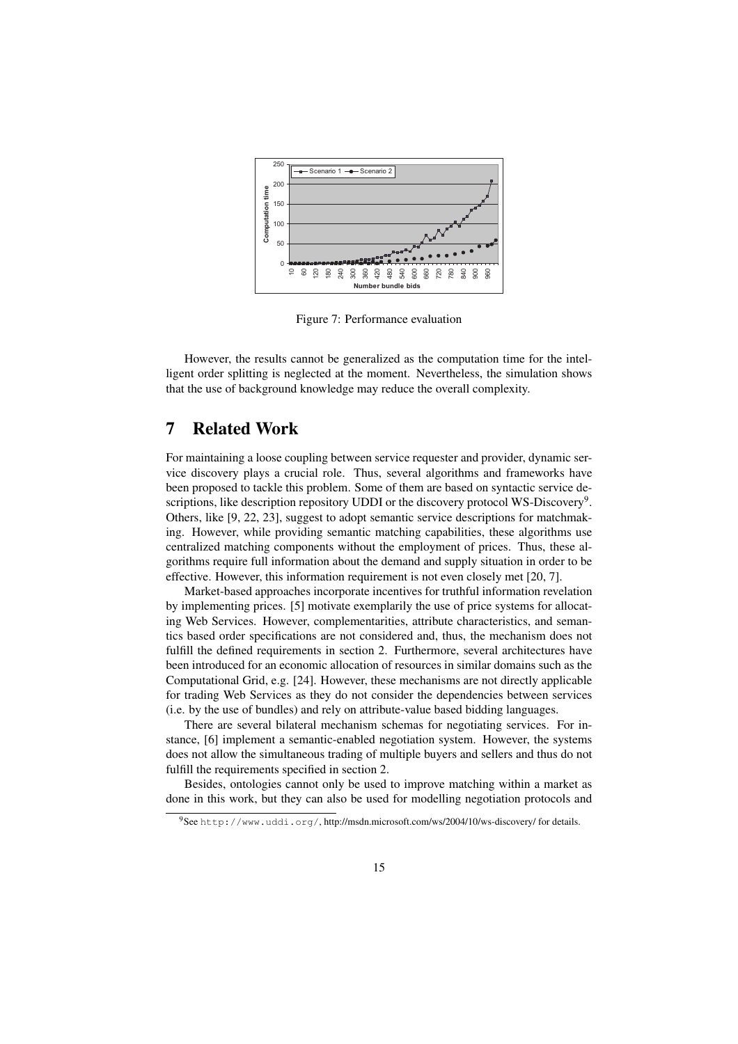Figure 7: Performance evaluation

However, the results cannot be generalized as the computation time for the intelligent order splitting is neglected at the moment. Nevertheless, the simulation shows that the use of background knowledge may reduce the overall complexity.

# 7 Related Work

For maintaining a loose coupling between service requester and provider, dynamic service discovery plays a crucial role. Thus, several algorithms and frameworks have been proposed to tackle this problem. Some of them are based on syntactic service descriptions, like description repository UDDI or the discovery protocol WS-Discovery[9]. Others, like [9, 22, 23], suggest to adopt semantic service descriptions for matchmaking. However, while providing semantic matching capabilities, these algorithms use centralized matching components without the employment of prices. Thus, these algorithms require full information about the demand and supply situation in order to be effective. However, this information requirement is not even closely met [20, 7].

Market-based approaches incorporate incentives for truthful information revelation by implementing prices. [5] motivate exemplarily the use of price systems for allocating Web Services. However, complementarities, attribute characteristics, and semantics based order specifications are not considered and, thus, the mechanism does not fulfill the defined requirements in section 2. Furthermore, several architectures have been introduced for an economic allocation of resources in similar domains such as the Computational Grid, e.g. [24]. However, these mechanisms are not directly applicable for trading Web Services as they do not consider the dependencies between services (i.e. by the use of bundles) and rely on attribute-value based bidding languages.

There are several bilateral mechanism schemas for negotiating services. For instance, [6] implement a semantic-enabled negotiation system. However, the systems does not allow the simultaneous trading of multiple buyers and sellers and thus do not fulfill the requirements specified in section 2.

Besides, ontologies cannot only be used to improve matching within a market as done in this work, but they can also be used for modelling negotiation protocols and

[9] See http://www.uddi.org/, http://msdn.microsoft.com/ws/2004/10/ws-discovery/ for details.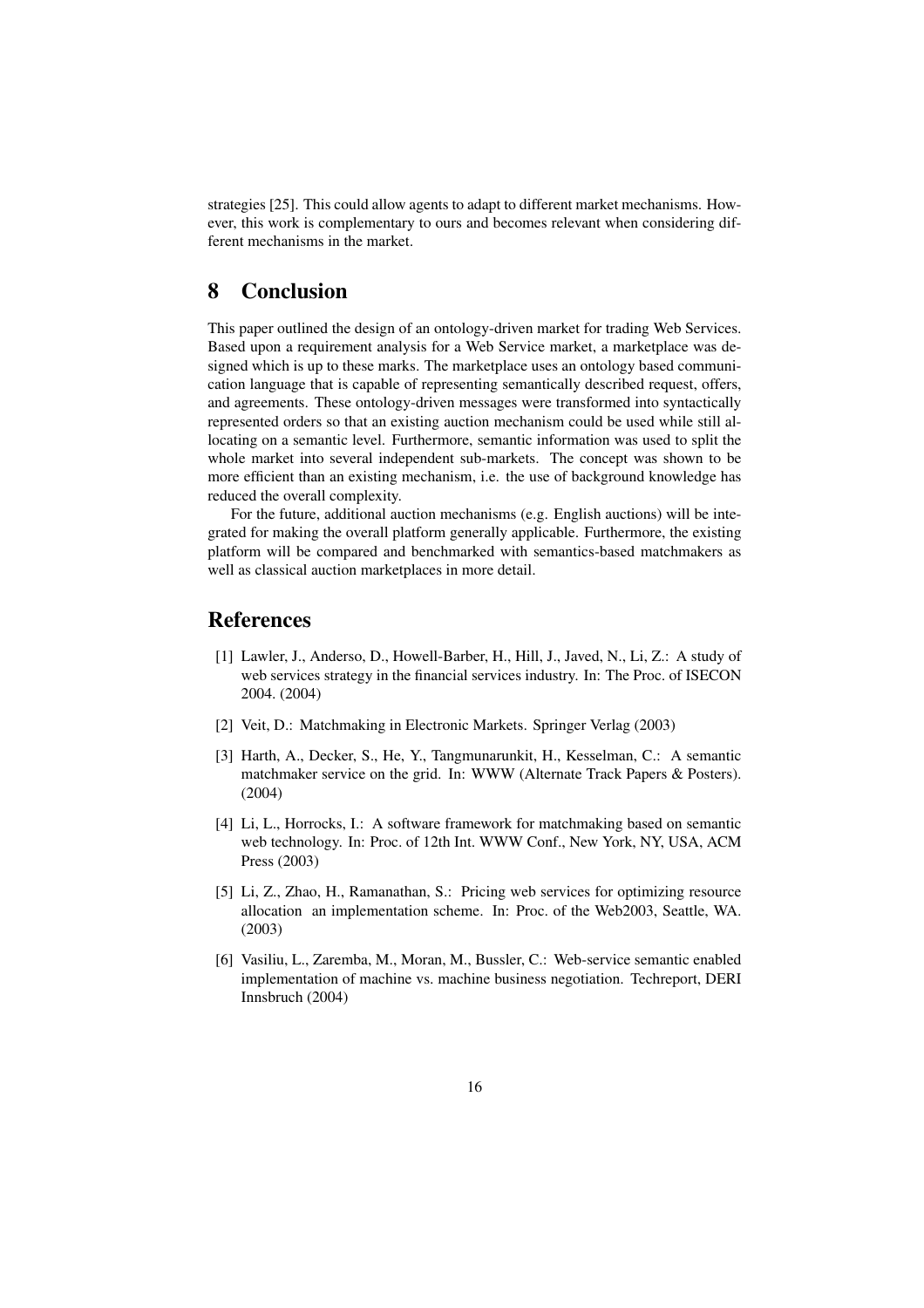strategies [25]. This could allow agents to adapt to different market mechanisms. However, this work is complementary to ours and becomes relevant when considering different mechanisms in the market.

## 8 Conclusion

This paper outlined the design of an ontology-driven market for trading Web Services. Based upon a requirement analysis for a Web Service market, a marketplace was designed which is up to these marks. The marketplace uses an ontology based communication language that is capable of representing semantically described request, offers, and agreements. These ontology-driven messages were transformed into syntactically represented orders so that an existing auction mechanism could be used while still allocating on a semantic level. Furthermore, semantic information was used to split the whole market into several independent sub-markets. The concept was shown to be more efficient than an existing mechanism, i.e. the use of background knowledge has reduced the overall complexity.

For the future, additional auction mechanisms (e.g. English auctions) will be integrated for making the overall platform generally applicable. Furthermore, the existing platform will be compared and benchmarked with semantics-based matchmakers as well as classical auction marketplaces in more detail.

## References

[1] Lawler, J., Anderso, D., Howell-Barber, H., Hill, J., Javed, N., Li, Z.: A study of web services strategy in the financial services industry. In: The Proc. of ISECON 2004. (2004)

[2] Veit, D.: Matchmaking in Electronic Markets. Springer Verlag (2003)

[3] Harth, A., Decker, S., He, Y., Tangmunarunkit, H., Kesselman, C.: A semantic matchmaker service on the grid. In: WWW (Alternate Track Papers & Posters). (2004)

[4] Li, L., Horrocks, I.: A software framework for matchmaking based on semantic web technology. In: Proc. of 12th Int. WWW Conf., New York, NY, USA, ACM Press (2003)

[5] Li, Z., Zhao, H., Ramanathan, S.: Pricing web services for optimizing resource allocation an implementation scheme. In: Proc. of the Web2003, Seattle, WA. (2003)

[6] Vasiliu, L., Zaremba, M., Moran, M., Bussler, C.: Web-service semantic enabled implementation of machine vs. machine business negotiation. Techreport, DERI Innsbruch (2004)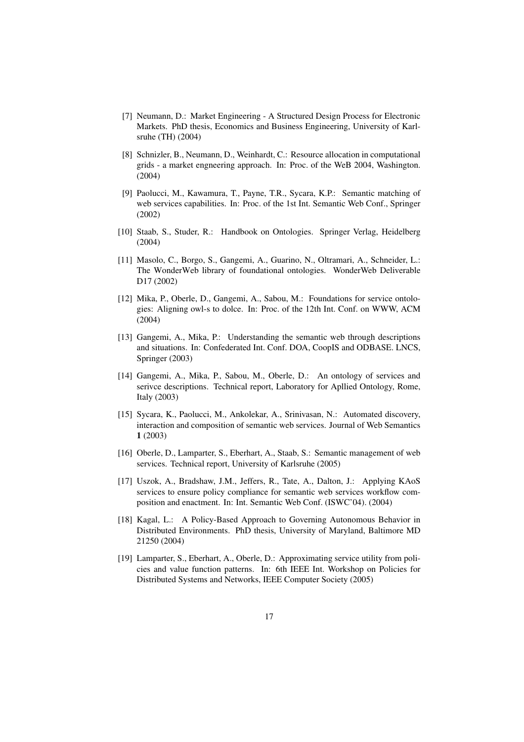[7] Neumann, D.: Market Engineering - A Structured Design Process for Electronic Markets. PhD thesis, Economics and Business Engineering, University of Karlsruhe (TH) (2004)

[8] Schnizler, B., Neumann, D., Weinhardt, C.: Resource allocation in computational grids - a market engneering approach. In: Proc. of the WeB 2004, Washington. (2004)

[9] Paolucci, M., Kawamura, T., Payne, T.R., Sycara, K.P.: Semantic matching of web services capabilities. In: Proc. of the 1st Int. Semantic Web Conf., Springer (2002)

[10] Staab, S., Studer, R.: Handbook on Ontologies. Springer Verlag, Heidelberg (2004)

[11] Masolo, C., Borgo, S., Gangemi, A., Guarino, N., Oltramari, A., Schneider, L.: The WonderWeb library of foundational ontologies. WonderWeb Deliverable D17 (2002)

[12] Mika, P., Oberle, D., Gangemi, A., Sabou, M.: Foundations for service ontologies: Aligning owl-s to dolce. In: Proc. of the 12th Int. Conf. on WWW, ACM (2004)

[13] Gangemi, A., Mika, P.: Understanding the semantic web through descriptions and situations. In: Confederated Int. Conf. DOA, CoopIS and ODBASE. LNCS, Springer (2003)

[14] Gangemi, A., Mika, P., Sabou, M., Oberle, D.: An ontology of services and serivce descriptions. Technical report, Laboratory for Apllied Ontology, Rome, Italy (2003)

[15] Sycara, K., Paolucci, M., Ankolekar, A., Srinivasan, N.: Automated discovery, interaction and composition of semantic web services. Journal of Web Semantics **1** (2003)

[16] Oberle, D., Lamparter, S., Eberhart, A., Staab, S.: Semantic management of web services. Technical report, University of Karlsruhe (2005)

[17] Uszok, A., Bradshaw, J.M., Jeffers, R., Tate, A., Dalton, J.: Applying KAoS services to ensure policy compliance for semantic web services workflow composition and enactment. In: Int. Semantic Web Conf. (ISWC'04). (2004)

[18] Kagal, L.: A Policy-Based Approach to Governing Autonomous Behavior in Distributed Environments. PhD thesis, University of Maryland, Baltimore MD 21250 (2004)

[19] Lamparter, S., Eberhart, A., Oberle, D.: Approximating service utility from policies and value function patterns. In: 6th IEEE Int. Workshop on Policies for Distributed Systems and Networks, IEEE Computer Society (2005)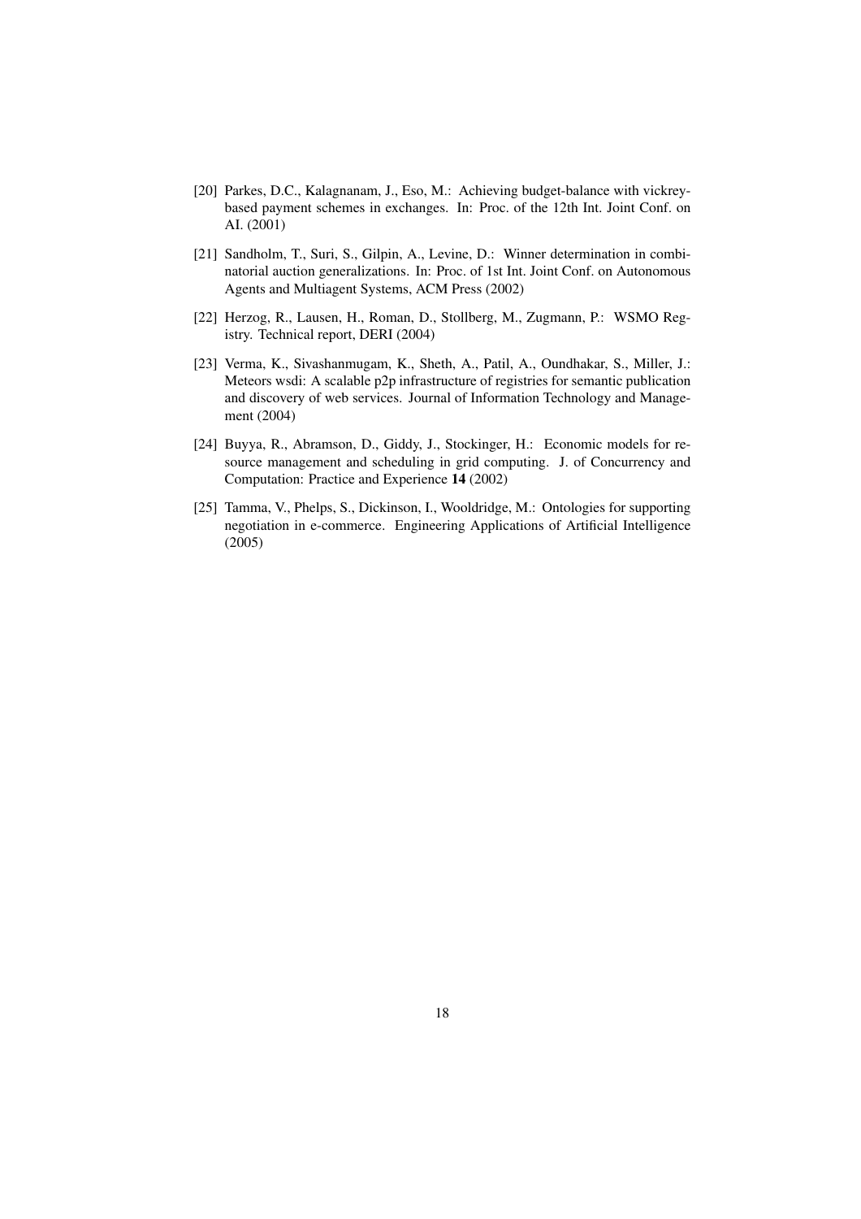[20] Parkes, D.C., Kalagnanam, J., Eso, M.: Achieving budget-balance with vickrey-based payment schemes in exchanges. In: Proc. of the 12th Int. Joint Conf. on AI. (2001)

[21] Sandholm, T., Suri, S., Gilpin, A., Levine, D.: Winner determination in combinatorial auction generalizations. In: Proc. of 1st Int. Joint Conf. on Autonomous Agents and Multiagent Systems, ACM Press (2002)

[22] Herzog, R., Lausen, H., Roman, D., Stollberg, M., Zugmann, P.: WSMO Registry. Technical report, DERI (2004)

[23] Verma, K., Sivashanmugam, K., Sheth, A., Patil, A., Oundhakar, S., Miller, J.: Meteors wsdi: A scalable p2p infrastructure of registries for semantic publication and discovery of web services. Journal of Information Technology and Management (2004)

[24] Buyya, R., Abramson, D., Giddy, J., Stockinger, H.: Economic models for resource management and scheduling in grid computing. J. of Concurrency and Computation: Practice and Experience **14** (2002)

[25] Tamma, V., Phelps, S., Dickinson, I., Wooldridge, M.: Ontologies for supporting negotiation in e-commerce. Engineering Applications of Artificial Intelligence (2005)